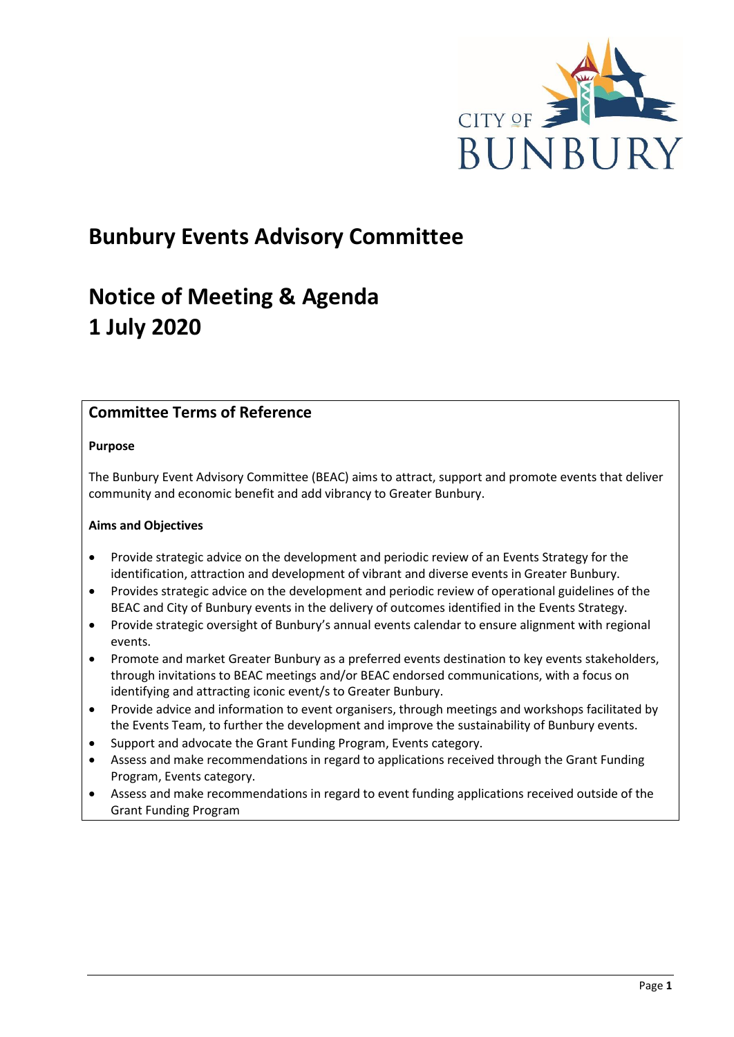# Bunbury Events Advisory Committee

# Notice of Meeting & Agenda
# 1 July 2020

## Committee Terms of Reference

**Purpose**

The Bunbury Event Advisory Committee (BEAC) aims to attract, support and promote events that deliver community and economic benefit and add vibrancy to Greater Bunbury.

**Aims and Objectives**

- Provide strategic advice on the development and periodic review of an Events Strategy for the identification, attraction and development of vibrant and diverse events in Greater Bunbury.
- Provides strategic advice on the development and periodic review of operational guidelines of the BEAC and City of Bunbury events in the delivery of outcomes identified in the Events Strategy.
- Provide strategic oversight of Bunbury's annual events calendar to ensure alignment with regional events.
- Promote and market Greater Bunbury as a preferred events destination to key events stakeholders, through invitations to BEAC meetings and/or BEAC endorsed communications, with a focus on identifying and attracting iconic event/s to Greater Bunbury.
- Provide advice and information to event organisers, through meetings and workshops facilitated by the Events Team, to further the development and improve the sustainability of Bunbury events.
- Support and advocate the Grant Funding Program, Events category.
- Assess and make recommendations in regard to applications received through the Grant Funding Program, Events category.
- Assess and make recommendations in regard to event funding applications received outside of the Grant Funding Program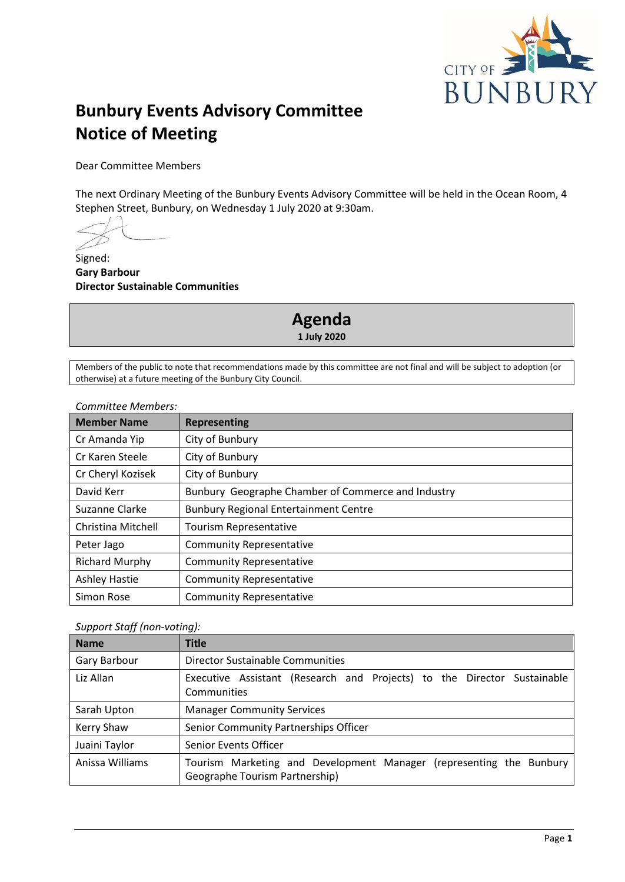# Bunbury Events Advisory Committee Notice of Meeting

Dear Committee Members

The next Ordinary Meeting of the Bunbury Events Advisory Committee will be held in the Ocean Room, 4 Stephen Street, Bunbury, on Wednesday 1 July 2020 at 9:30am.

Signed:
**Gary Barbour**
**Director Sustainable Communities**

## Agenda

**1 July 2020**

Members of the public to note that recommendations made by this committee are not final and will be subject to adoption (or otherwise) at a future meeting of the Bunbury City Council.

*Committee Members:*

| Member Name | Representing |
|---|---|
| Cr Amanda Yip | City of Bunbury |
| Cr Karen Steele | City of Bunbury |
| Cr Cheryl Kozisek | City of Bunbury |
| David Kerr | Bunbury Geographe Chamber of Commerce and Industry |
| Suzanne Clarke | Bunbury Regional Entertainment Centre |
| Christina Mitchell | Tourism Representative |
| Peter Jago | Community Representative |
| Richard Murphy | Community Representative |
| Ashley Hastie | Community Representative |
| Simon Rose | Community Representative |

*Support Staff (non-voting):*

| Name | Title |
|---|---|
| Gary Barbour | Director Sustainable Communities |
| Liz Allan | Executive Assistant (Research and Projects) to the Director Sustainable Communities |
| Sarah Upton | Manager Community Services |
| Kerry Shaw | Senior Community Partnerships Officer |
| Juaini Taylor | Senior Events Officer |
| Anissa Williams | Tourism Marketing and Development Manager (representing the Bunbury Geographe Tourism Partnership) |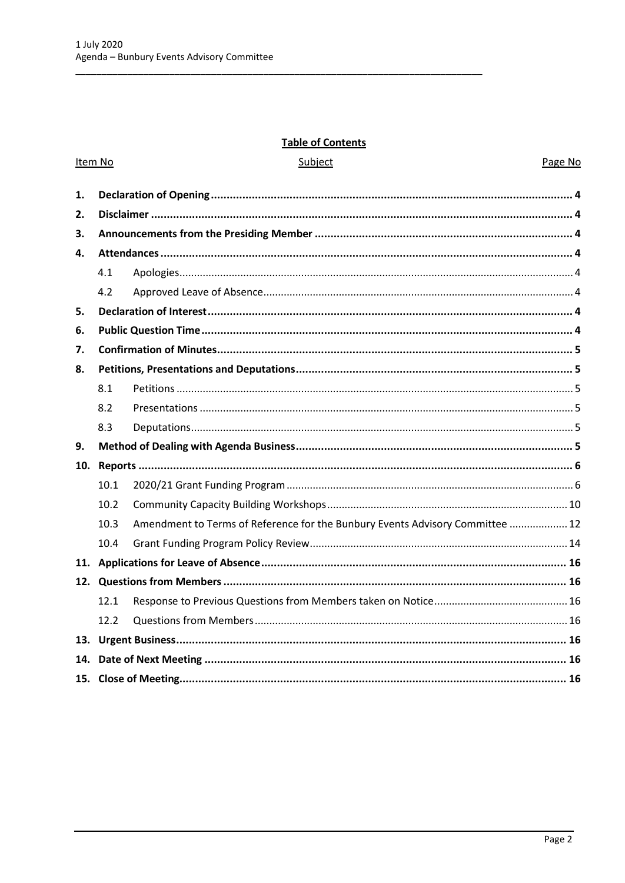**Table of Contents**

| Item No | Subject | Page No |
|---|---|---|
| **1.** | **Declaration of Opening** | **4** |
| **2.** | **Disclaimer** | **4** |
| **3.** | **Announcements from the Presiding Member** | **4** |
| **4.** | **Attendances** | **4** |
| 4.1 | Apologies | 4 |
| 4.2 | Approved Leave of Absence | 4 |
| **5.** | **Declaration of Interest** | **4** |
| **6.** | **Public Question Time** | **4** |
| **7.** | **Confirmation of Minutes** | **5** |
| **8.** | **Petitions, Presentations and Deputations** | **5** |
| 8.1 | Petitions | 5 |
| 8.2 | Presentations | 5 |
| 8.3 | Deputations | 5 |
| **9.** | **Method of Dealing with Agenda Business** | **5** |
| **10.** | **Reports** | **6** |
| 10.1 | 2020/21 Grant Funding Program | 6 |
| 10.2 | Community Capacity Building Workshops | 10 |
| 10.3 | Amendment to Terms of Reference for the Bunbury Events Advisory Committee | 12 |
| 10.4 | Grant Funding Program Policy Review | 14 |
| **11.** | **Applications for Leave of Absence** | **16** |
| **12.** | **Questions from Members** | **16** |
| 12.1 | Response to Previous Questions from Members taken on Notice | 16 |
| 12.2 | Questions from Members | 16 |
| **13.** | **Urgent Business** | **16** |
| **14.** | **Date of Next Meeting** | **16** |
| **15.** | **Close of Meeting** | **16** |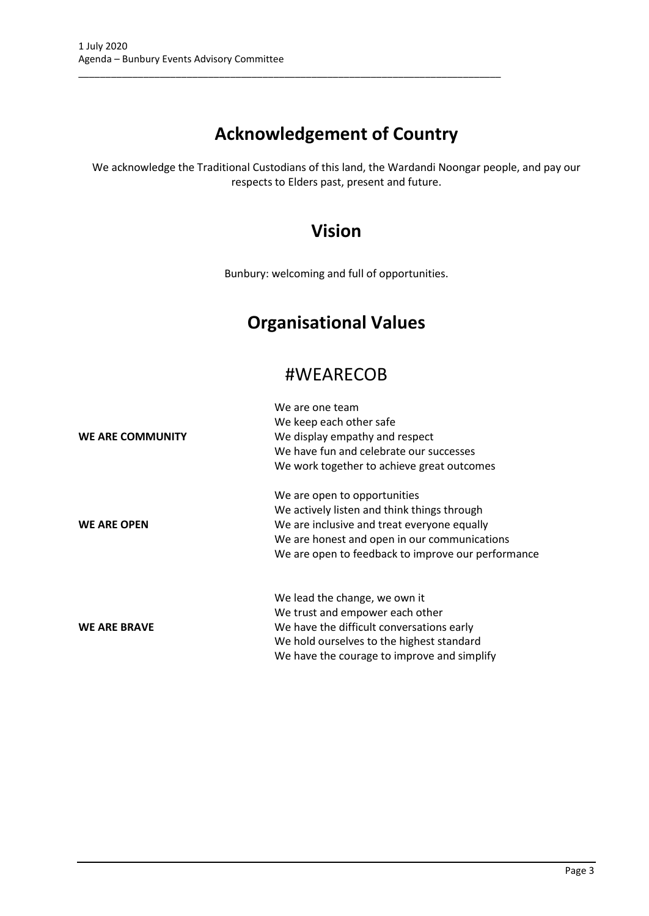# Acknowledgement of Country

We acknowledge the Traditional Custodians of this land, the Wardandi Noongar people, and pay our respects to Elders past, present and future.

# Vision

Bunbury: welcoming and full of opportunities.

# Organisational Values

## #WEARECOB

**WE ARE COMMUNITY**

- We are one team
- We keep each other safe
- We display empathy and respect
- We have fun and celebrate our successes
- We work together to achieve great outcomes

**WE ARE OPEN**

- We are open to opportunities
- We actively listen and think things through
- We are inclusive and treat everyone equally
- We are honest and open in our communications
- We are open to feedback to improve our performance

**WE ARE BRAVE**

- We lead the change, we own it
- We trust and empower each other
- We have the difficult conversations early
- We hold ourselves to the highest standard
- We have the courage to improve and simplify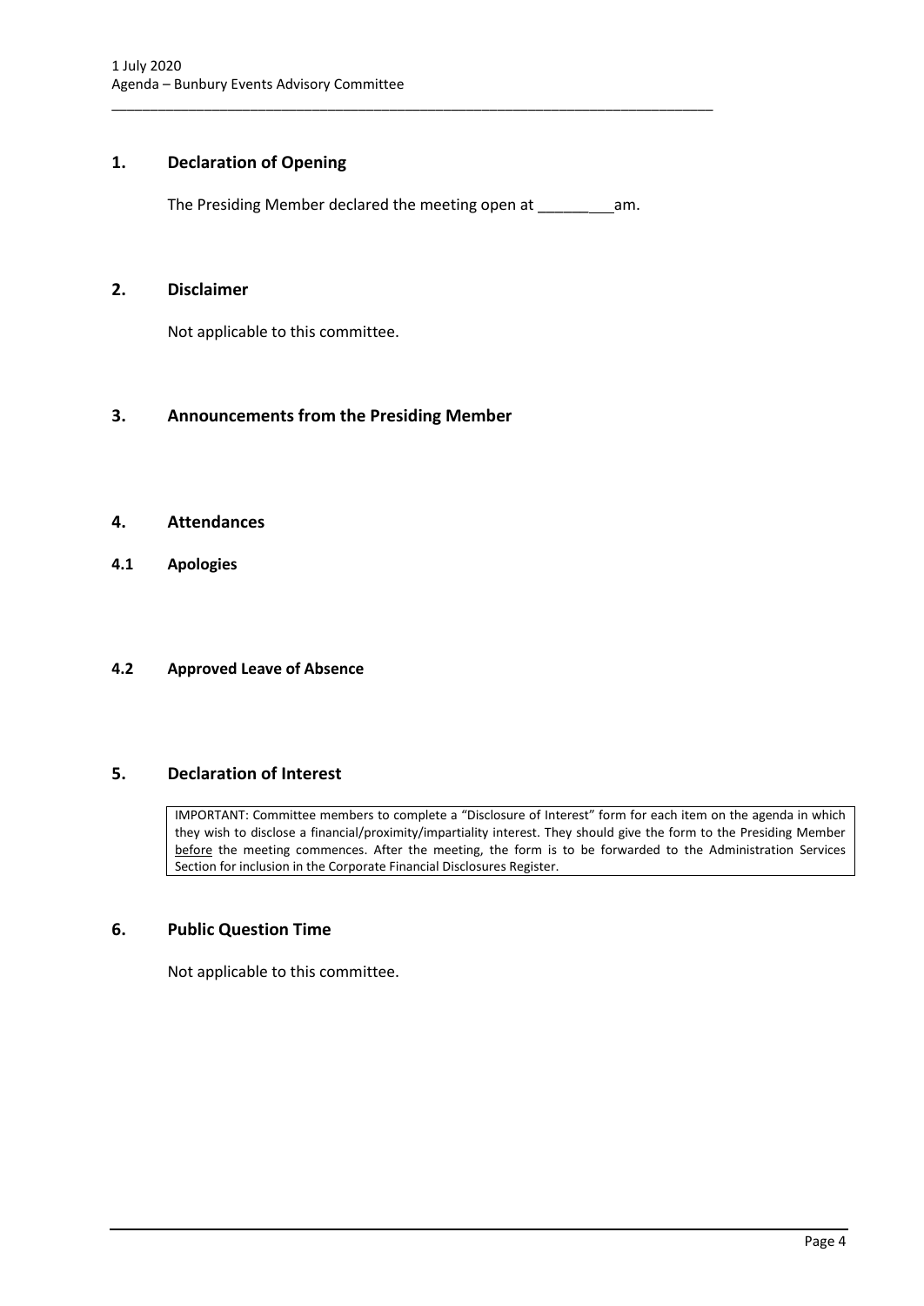## 1. Declaration of Opening

The Presiding Member declared the meeting open at __________am.

## 2. Disclaimer

Not applicable to this committee.

## 3. Announcements from the Presiding Member

## 4. Attendances

### 4.1 Apologies

### 4.2 Approved Leave of Absence

## 5. Declaration of Interest

IMPORTANT: Committee members to complete a "Disclosure of Interest" form for each item on the agenda in which they wish to disclose a financial/proximity/impartiality interest. They should give the form to the Presiding Member before the meeting commences. After the meeting, the form is to be forwarded to the Administration Services Section for inclusion in the Corporate Financial Disclosures Register.

## 6. Public Question Time

Not applicable to this committee.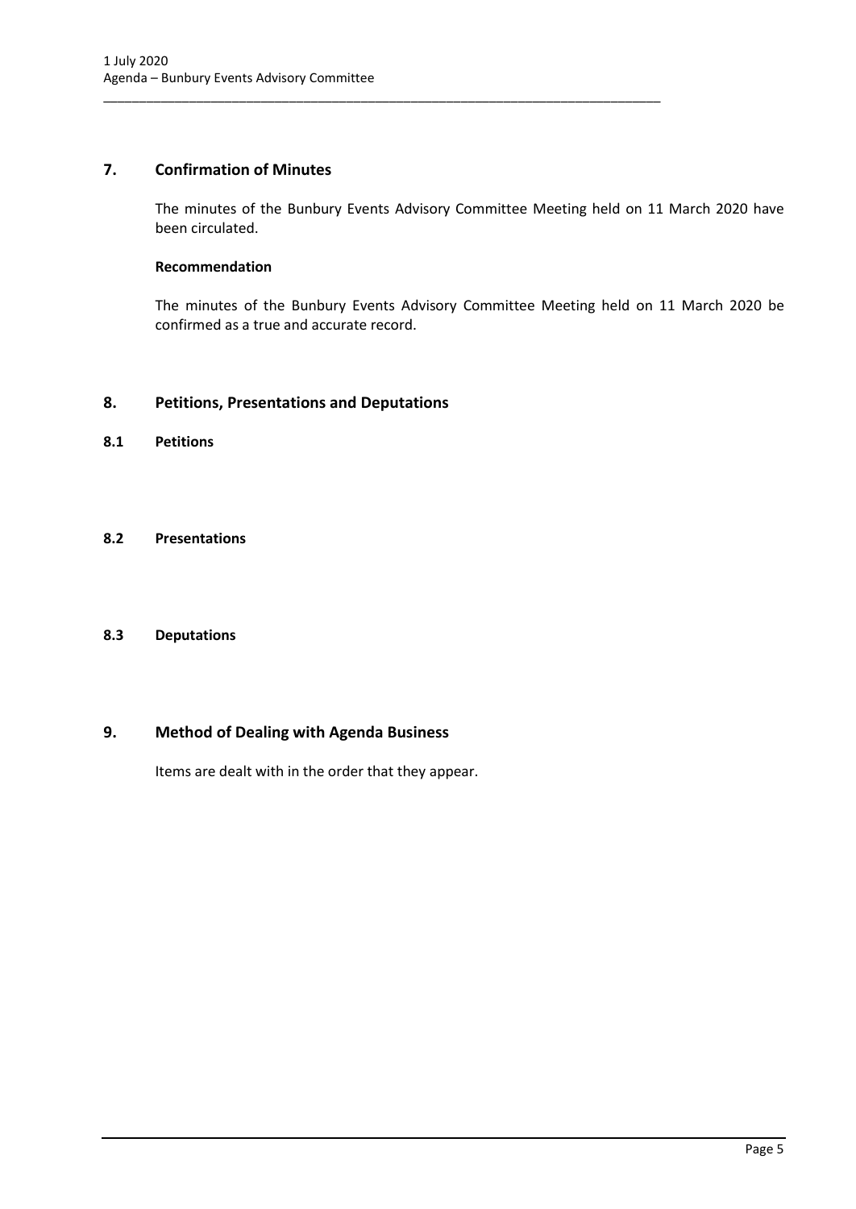## 7. Confirmation of Minutes

The minutes of the Bunbury Events Advisory Committee Meeting held on 11 March 2020 have been circulated.

**Recommendation**

The minutes of the Bunbury Events Advisory Committee Meeting held on 11 March 2020 be confirmed as a true and accurate record.

## 8. Petitions, Presentations and Deputations

### 8.1 Petitions

### 8.2 Presentations

### 8.3 Deputations

## 9. Method of Dealing with Agenda Business

Items are dealt with in the order that they appear.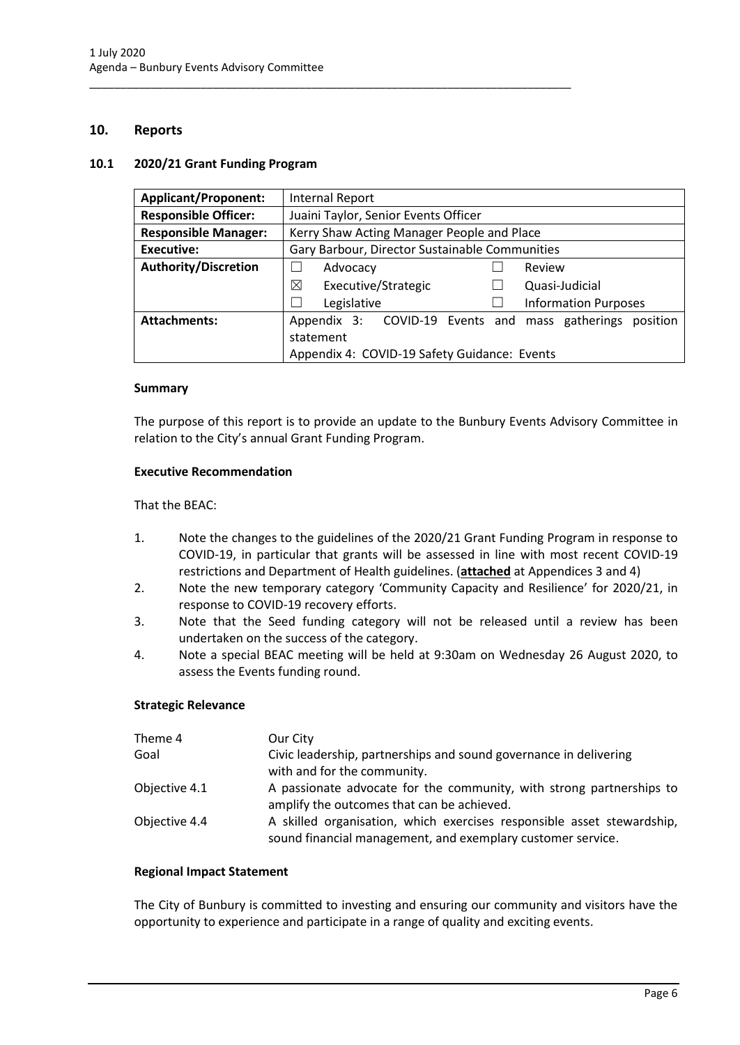## 10. Reports

### 10.1 2020/21 Grant Funding Program

| **Applicant/Proponent:** | Internal Report |
|---|---|
| **Responsible Officer:** | Juaini Taylor, Senior Events Officer |
| **Responsible Manager:** | Kerry Shaw Acting Manager People and Place |
| **Executive:** | Gary Barbour, Director Sustainable Communities |
| **Authority/Discretion** | ☐ Advocacy ☐ Review<br>☒ Executive/Strategic ☐ Quasi-Judicial<br>☐ Legislative ☐ Information Purposes |
| **Attachments:** | Appendix 3: COVID-19 Events and mass gatherings position statement<br>Appendix 4: COVID-19 Safety Guidance: Events |

#### Summary

The purpose of this report is to provide an update to the Bunbury Events Advisory Committee in relation to the City's annual Grant Funding Program.

#### Executive Recommendation

That the BEAC:

1. Note the changes to the guidelines of the 2020/21 Grant Funding Program in response to COVID-19, in particular that grants will be assessed in line with most recent COVID-19 restrictions and Department of Health guidelines. (**attached** at Appendices 3 and 4)
2. Note the new temporary category 'Community Capacity and Resilience' for 2020/21, in response to COVID-19 recovery efforts.
3. Note that the Seed funding category will not be released until a review has been undertaken on the success of the category.
4. Note a special BEAC meeting will be held at 9:30am on Wednesday 26 August 2020, to assess the Events funding round.

#### Strategic Relevance

| | |
|---|---|
| Theme 4 | Our City |
| Goal | Civic leadership, partnerships and sound governance in delivering with and for the community. |
| Objective 4.1 | A passionate advocate for the community, with strong partnerships to amplify the outcomes that can be achieved. |
| Objective 4.4 | A skilled organisation, which exercises responsible asset stewardship, sound financial management, and exemplary customer service. |

#### Regional Impact Statement

The City of Bunbury is committed to investing and ensuring our community and visitors have the opportunity to experience and participate in a range of quality and exciting events.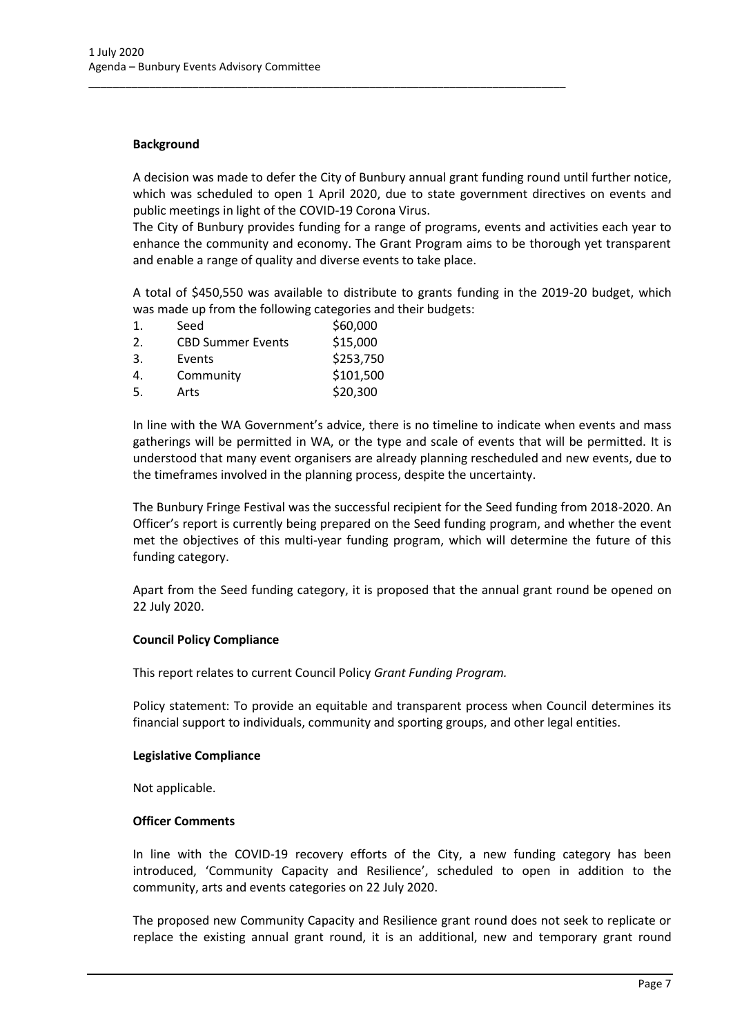**Background**

A decision was made to defer the City of Bunbury annual grant funding round until further notice, which was scheduled to open 1 April 2020, due to state government directives on events and public meetings in light of the COVID-19 Corona Virus.
The City of Bunbury provides funding for a range of programs, events and activities each year to enhance the community and economy. The Grant Program aims to be thorough yet transparent and enable a range of quality and diverse events to take place.

A total of $450,550 was available to distribute to grants funding in the 2019-20 budget, which was made up from the following categories and their budgets:

1. Seed $60,000
2. CBD Summer Events $15,000
3. Events $253,750
4. Community $101,500
5. Arts $20,300

In line with the WA Government's advice, there is no timeline to indicate when events and mass gatherings will be permitted in WA, or the type and scale of events that will be permitted. It is understood that many event organisers are already planning rescheduled and new events, due to the timeframes involved in the planning process, despite the uncertainty.

The Bunbury Fringe Festival was the successful recipient for the Seed funding from 2018-2020. An Officer's report is currently being prepared on the Seed funding program, and whether the event met the objectives of this multi-year funding program, which will determine the future of this funding category.

Apart from the Seed funding category, it is proposed that the annual grant round be opened on 22 July 2020.

**Council Policy Compliance**

This report relates to current Council Policy *Grant Funding Program.*

Policy statement: To provide an equitable and transparent process when Council determines its financial support to individuals, community and sporting groups, and other legal entities.

**Legislative Compliance**

Not applicable.

**Officer Comments**

In line with the COVID-19 recovery efforts of the City, a new funding category has been introduced, 'Community Capacity and Resilience', scheduled to open in addition to the community, arts and events categories on 22 July 2020.

The proposed new Community Capacity and Resilience grant round does not seek to replicate or replace the existing annual grant round, it is an additional, new and temporary grant round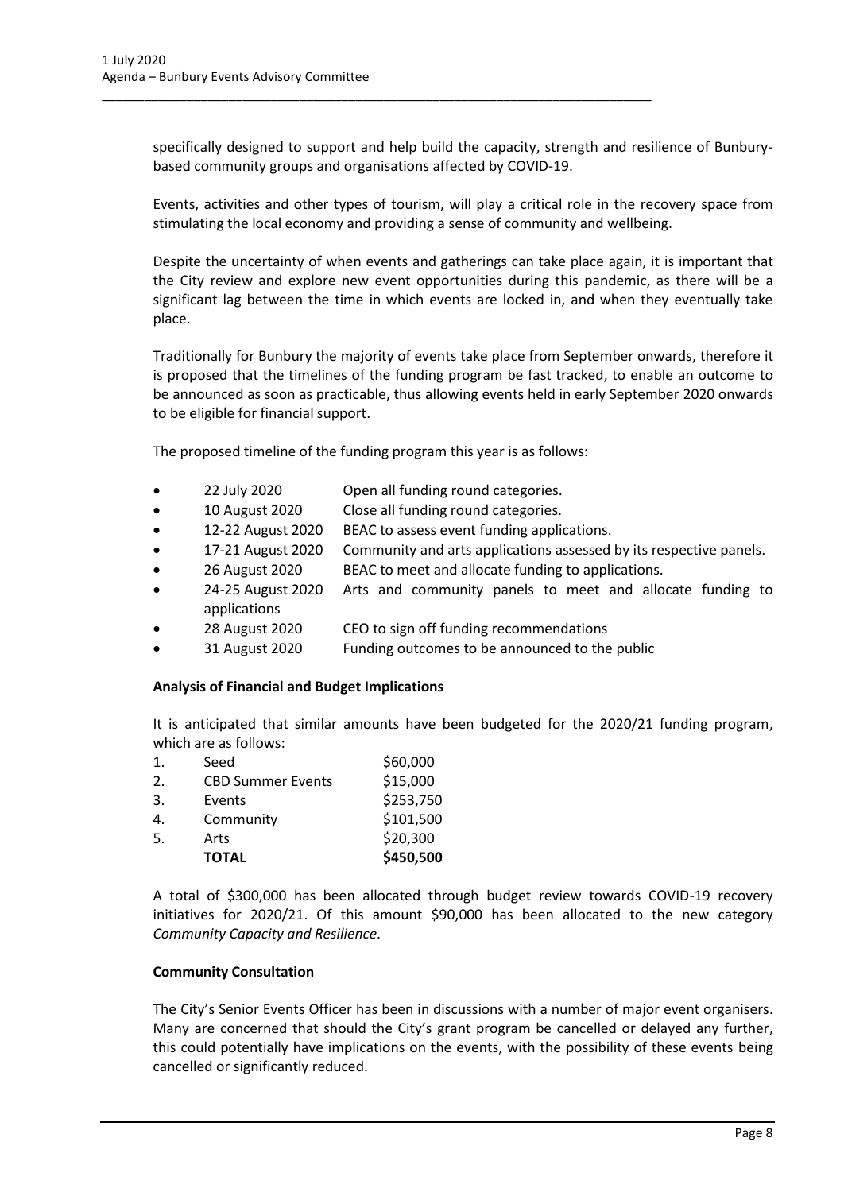specifically designed to support and help build the capacity, strength and resilience of Bunbury-based community groups and organisations affected by COVID-19.

Events, activities and other types of tourism, will play a critical role in the recovery space from stimulating the local economy and providing a sense of community and wellbeing.

Despite the uncertainty of when events and gatherings can take place again, it is important that the City review and explore new event opportunities during this pandemic, as there will be a significant lag between the time in which events are locked in, and when they eventually take place.

Traditionally for Bunbury the majority of events take place from September onwards, therefore it is proposed that the timelines of the funding program be fast tracked, to enable an outcome to be announced as soon as practicable, thus allowing events held in early September 2020 onwards to be eligible for financial support.

The proposed timeline of the funding program this year is as follows:

- 22 July 2020 — Open all funding round categories.
- 10 August 2020 — Close all funding round categories.
- 12-22 August 2020 — BEAC to assess event funding applications.
- 17-21 August 2020 — Community and arts applications assessed by its respective panels.
- 26 August 2020 — BEAC to meet and allocate funding to applications.
- 24-25 August 2020 — Arts and community panels to meet and allocate funding to applications
- 28 August 2020 — CEO to sign off funding recommendations
- 31 August 2020 — Funding outcomes to be announced to the public

**Analysis of Financial and Budget Implications**

It is anticipated that similar amounts have been budgeted for the 2020/21 funding program, which are as follows:

| | | |
|---|---|---|
| 1. | Seed | \$60,000 |
| 2. | CBD Summer Events | \$15,000 |
| 3. | Events | \$253,750 |
| 4. | Community | \$101,500 |
| 5. | Arts | \$20,300 |
| | **TOTAL** | **\$450,500** |

A total of \$300,000 has been allocated through budget review towards COVID-19 recovery initiatives for 2020/21. Of this amount \$90,000 has been allocated to the new category *Community Capacity and Resilience*.

**Community Consultation**

The City's Senior Events Officer has been in discussions with a number of major event organisers. Many are concerned that should the City's grant program be cancelled or delayed any further, this could potentially have implications on the events, with the possibility of these events being cancelled or significantly reduced.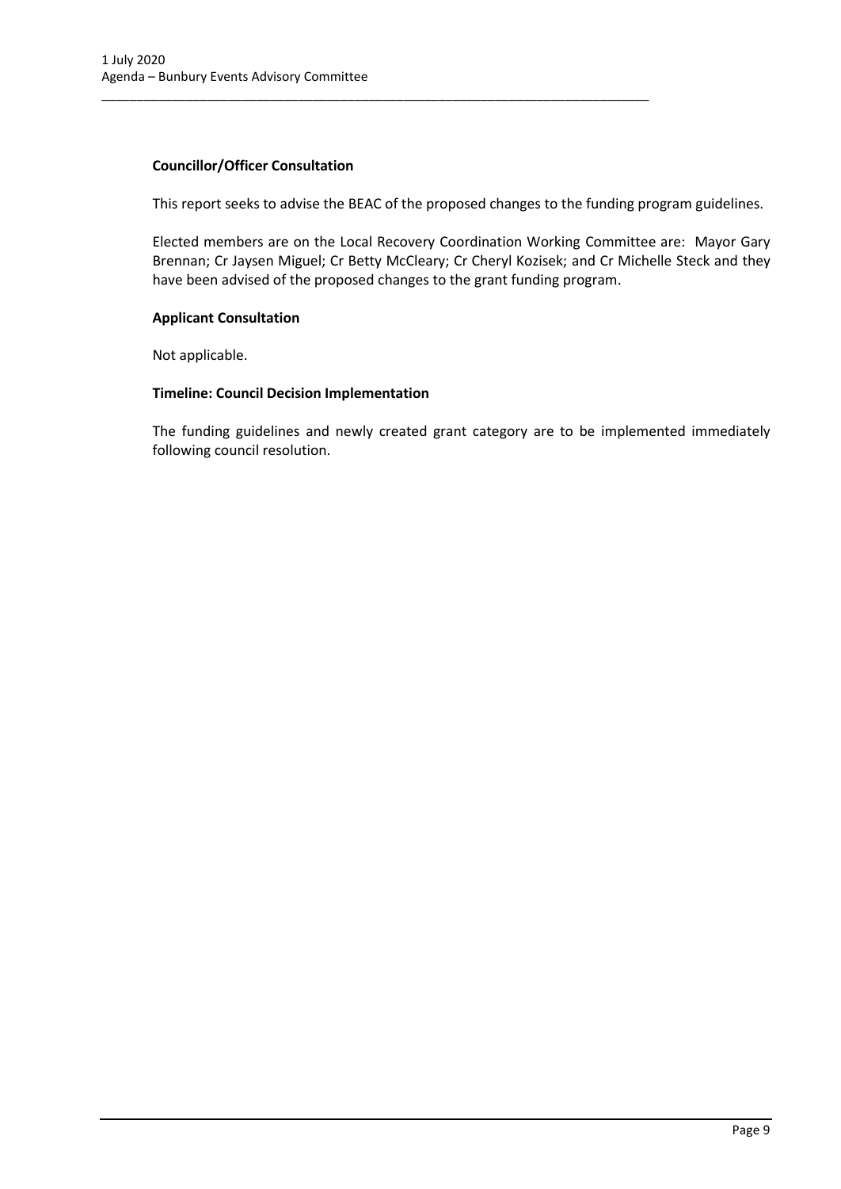**Councillor/Officer Consultation**

This report seeks to advise the BEAC of the proposed changes to the funding program guidelines.

Elected members are on the Local Recovery Coordination Working Committee are: Mayor Gary Brennan; Cr Jaysen Miguel; Cr Betty McCleary; Cr Cheryl Kozisek; and Cr Michelle Steck and they have been advised of the proposed changes to the grant funding program.

**Applicant Consultation**

Not applicable.

**Timeline: Council Decision Implementation**

The funding guidelines and newly created grant category are to be implemented immediately following council resolution.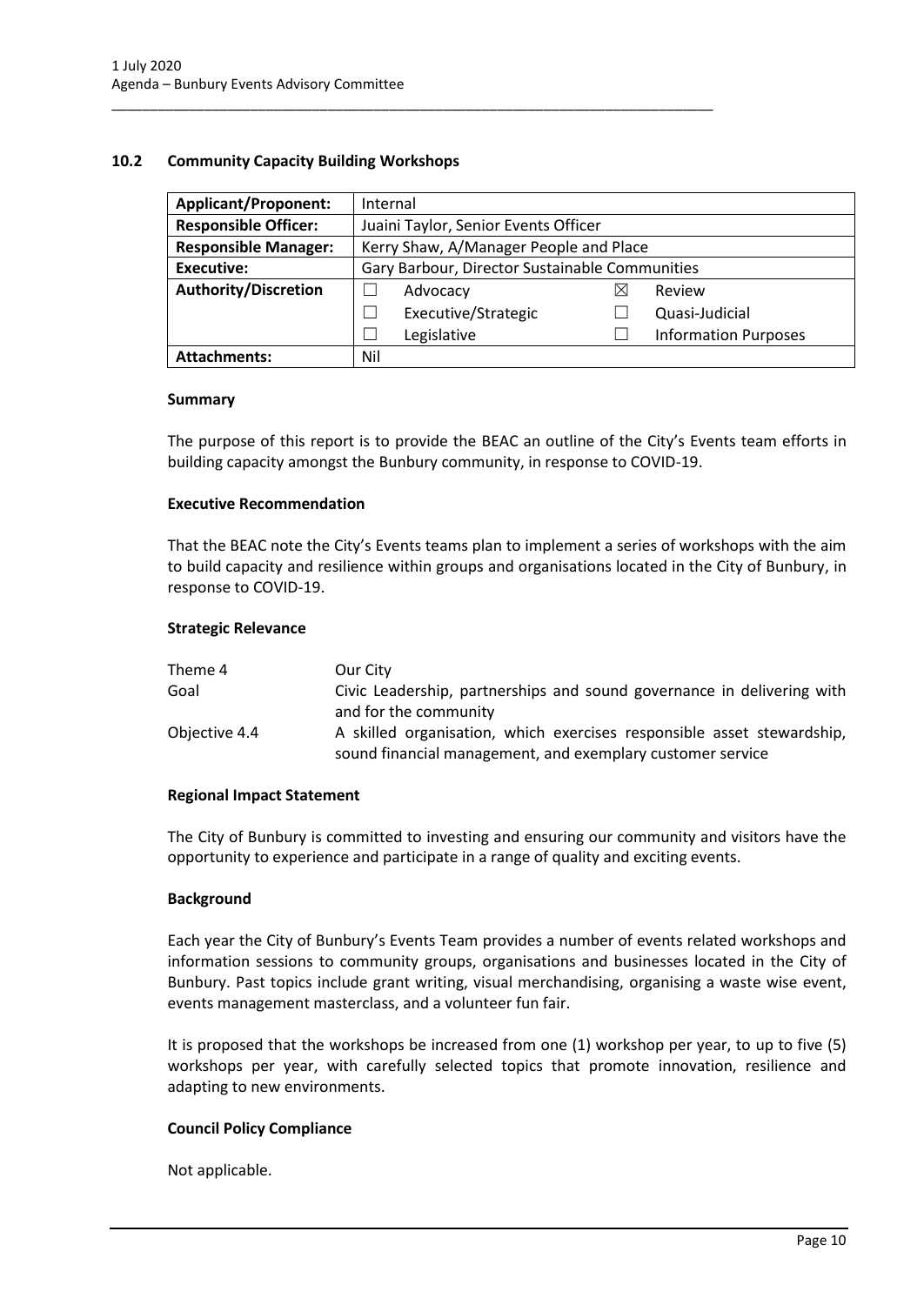## 10.2 Community Capacity Building Workshops

| **Applicant/Proponent:** | Internal | | | |
|---|---|---|---|---|
| **Responsible Officer:** | Juaini Taylor, Senior Events Officer | | | |
| **Responsible Manager:** | Kerry Shaw, A/Manager People and Place | | | |
| **Executive:** | Gary Barbour, Director Sustainable Communities | | | |
| **Authority/Discretion** | ☐ | Advocacy | ☒ | Review |
| | ☐ | Executive/Strategic | ☐ | Quasi-Judicial |
| | ☐ | Legislative | ☐ | Information Purposes |
| **Attachments:** | Nil | | | |

### Summary

The purpose of this report is to provide the BEAC an outline of the City's Events team efforts in building capacity amongst the Bunbury community, in response to COVID-19.

### Executive Recommendation

That the BEAC note the City's Events teams plan to implement a series of workshops with the aim to build capacity and resilience within groups and organisations located in the City of Bunbury, in response to COVID-19.

### Strategic Relevance

| | |
|---|---|
| Theme 4 | Our City |
| Goal | Civic Leadership, partnerships and sound governance in delivering with and for the community |
| Objective 4.4 | A skilled organisation, which exercises responsible asset stewardship, sound financial management, and exemplary customer service |

### Regional Impact Statement

The City of Bunbury is committed to investing and ensuring our community and visitors have the opportunity to experience and participate in a range of quality and exciting events.

### Background

Each year the City of Bunbury's Events Team provides a number of events related workshops and information sessions to community groups, organisations and businesses located in the City of Bunbury. Past topics include grant writing, visual merchandising, organising a waste wise event, events management masterclass, and a volunteer fun fair.

It is proposed that the workshops be increased from one (1) workshop per year, to up to five (5) workshops per year, with carefully selected topics that promote innovation, resilience and adapting to new environments.

### Council Policy Compliance

Not applicable.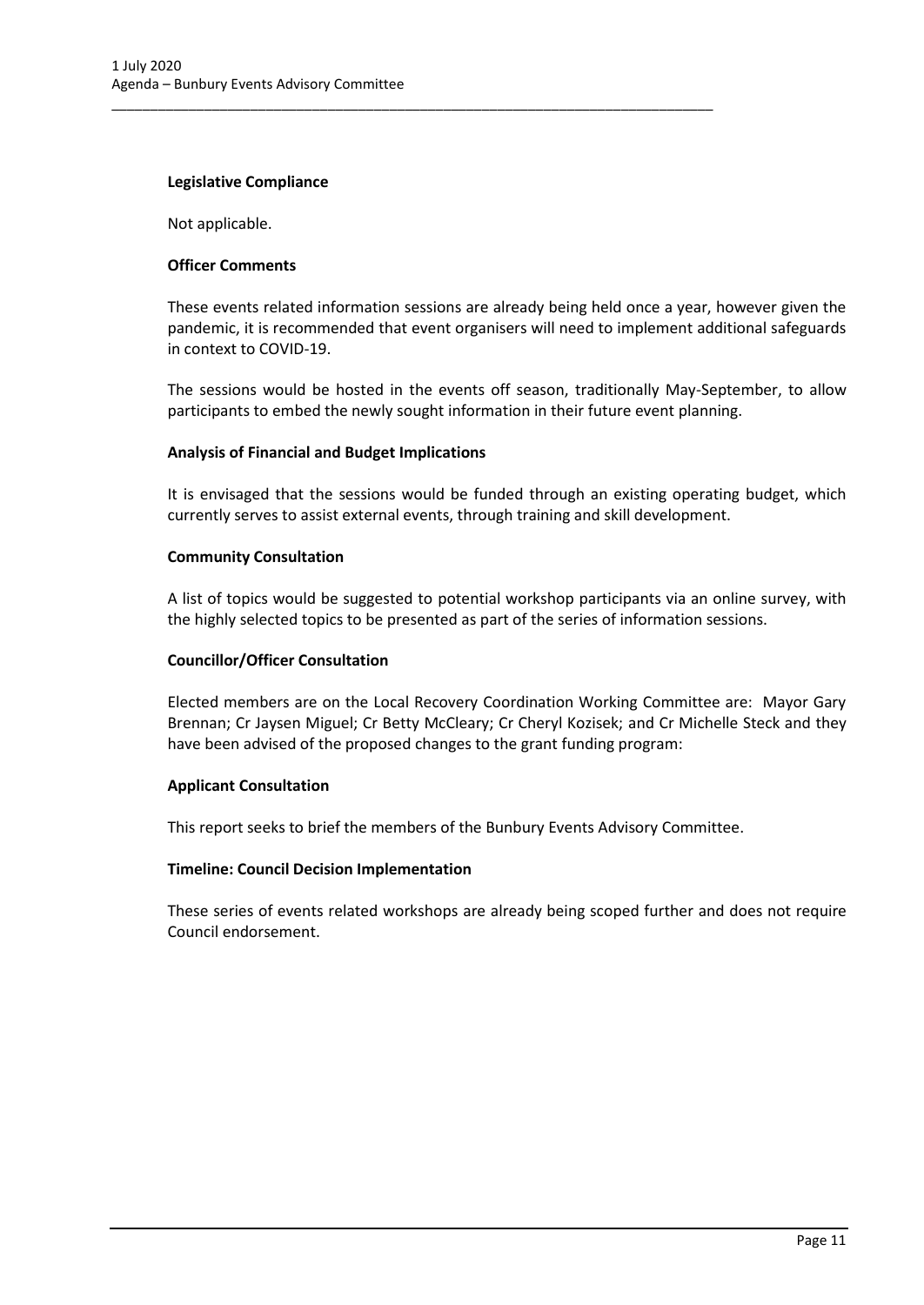**Legislative Compliance**

Not applicable.

**Officer Comments**

These events related information sessions are already being held once a year, however given the pandemic, it is recommended that event organisers will need to implement additional safeguards in context to COVID-19.

The sessions would be hosted in the events off season, traditionally May-September, to allow participants to embed the newly sought information in their future event planning.

**Analysis of Financial and Budget Implications**

It is envisaged that the sessions would be funded through an existing operating budget, which currently serves to assist external events, through training and skill development.

**Community Consultation**

A list of topics would be suggested to potential workshop participants via an online survey, with the highly selected topics to be presented as part of the series of information sessions.

**Councillor/Officer Consultation**

Elected members are on the Local Recovery Coordination Working Committee are: Mayor Gary Brennan; Cr Jaysen Miguel; Cr Betty McCleary; Cr Cheryl Kozisek; and Cr Michelle Steck and they have been advised of the proposed changes to the grant funding program:

**Applicant Consultation**

This report seeks to brief the members of the Bunbury Events Advisory Committee.

**Timeline: Council Decision Implementation**

These series of events related workshops are already being scoped further and does not require Council endorsement.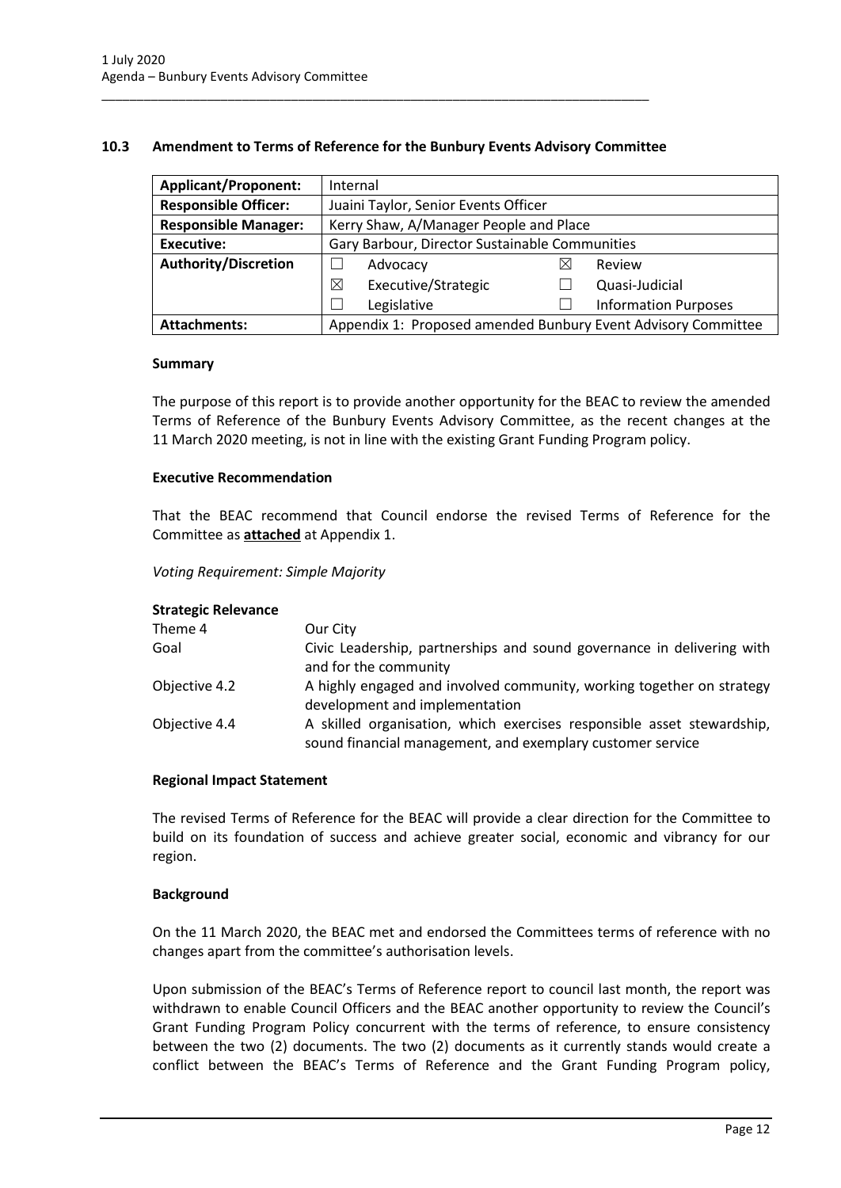## 10.3 Amendment to Terms of Reference for the Bunbury Events Advisory Committee

| **Applicant/Proponent:** | Internal | | | |
|---|---|---|---|---|
| **Responsible Officer:** | Juaini Taylor, Senior Events Officer | | | |
| **Responsible Manager:** | Kerry Shaw, A/Manager People and Place | | | |
| **Executive:** | Gary Barbour, Director Sustainable Communities | | | |
| **Authority/Discretion** | ☐ | Advocacy | ☒ | Review |
| | ☒ | Executive/Strategic | ☐ | Quasi-Judicial |
| | ☐ | Legislative | ☐ | Information Purposes |
| **Attachments:** | Appendix 1: Proposed amended Bunbury Event Advisory Committee | | | |

### Summary

The purpose of this report is to provide another opportunity for the BEAC to review the amended Terms of Reference of the Bunbury Events Advisory Committee, as the recent changes at the 11 March 2020 meeting, is not in line with the existing Grant Funding Program policy.

### Executive Recommendation

That the BEAC recommend that Council endorse the revised Terms of Reference for the Committee as **attached** at Appendix 1.

*Voting Requirement: Simple Majority*

### Strategic Relevance

| | |
|---|---|
| Theme 4 | Our City |
| Goal | Civic Leadership, partnerships and sound governance in delivering with and for the community |
| Objective 4.2 | A highly engaged and involved community, working together on strategy development and implementation |
| Objective 4.4 | A skilled organisation, which exercises responsible asset stewardship, sound financial management, and exemplary customer service |

### Regional Impact Statement

The revised Terms of Reference for the BEAC will provide a clear direction for the Committee to build on its foundation of success and achieve greater social, economic and vibrancy for our region.

### Background

On the 11 March 2020, the BEAC met and endorsed the Committees terms of reference with no changes apart from the committee's authorisation levels.

Upon submission of the BEAC's Terms of Reference report to council last month, the report was withdrawn to enable Council Officers and the BEAC another opportunity to review the Council's Grant Funding Program Policy concurrent with the terms of reference, to ensure consistency between the two (2) documents. The two (2) documents as it currently stands would create a conflict between the BEAC's Terms of Reference and the Grant Funding Program policy,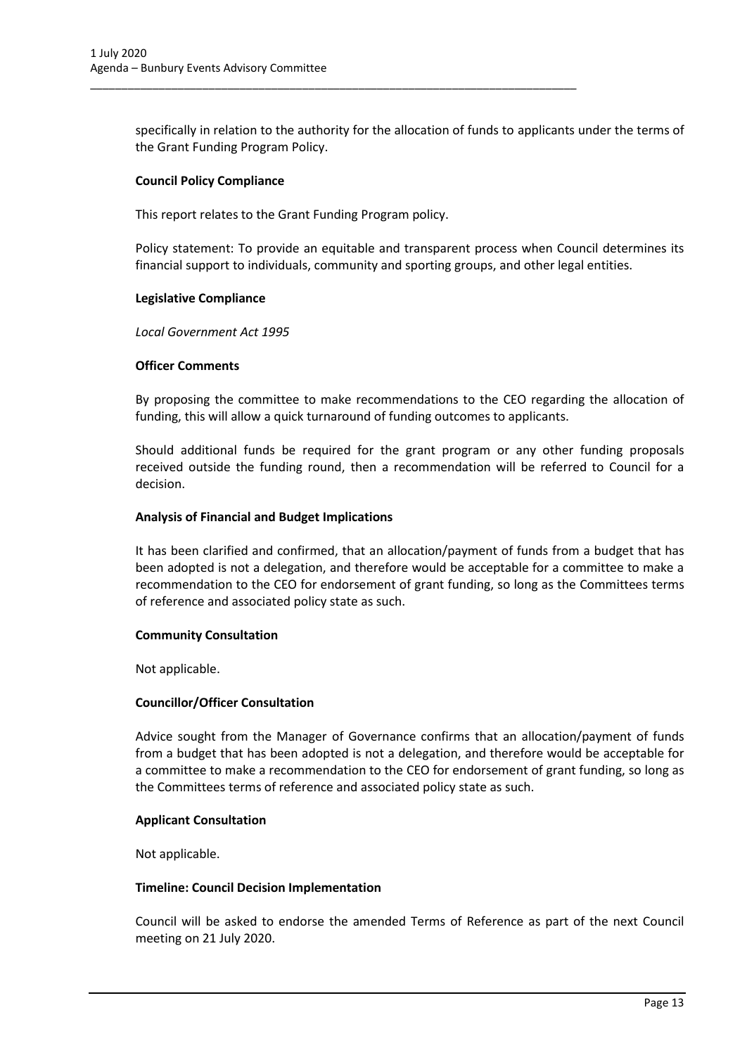specifically in relation to the authority for the allocation of funds to applicants under the terms of the Grant Funding Program Policy.

**Council Policy Compliance**

This report relates to the Grant Funding Program policy.

Policy statement: To provide an equitable and transparent process when Council determines its financial support to individuals, community and sporting groups, and other legal entities.

**Legislative Compliance**

*Local Government Act 1995*

**Officer Comments**

By proposing the committee to make recommendations to the CEO regarding the allocation of funding, this will allow a quick turnaround of funding outcomes to applicants.

Should additional funds be required for the grant program or any other funding proposals received outside the funding round, then a recommendation will be referred to Council for a decision.

**Analysis of Financial and Budget Implications**

It has been clarified and confirmed, that an allocation/payment of funds from a budget that has been adopted is not a delegation, and therefore would be acceptable for a committee to make a recommendation to the CEO for endorsement of grant funding, so long as the Committees terms of reference and associated policy state as such.

**Community Consultation**

Not applicable.

**Councillor/Officer Consultation**

Advice sought from the Manager of Governance confirms that an allocation/payment of funds from a budget that has been adopted is not a delegation, and therefore would be acceptable for a committee to make a recommendation to the CEO for endorsement of grant funding, so long as the Committees terms of reference and associated policy state as such.

**Applicant Consultation**

Not applicable.

**Timeline: Council Decision Implementation**

Council will be asked to endorse the amended Terms of Reference as part of the next Council meeting on 21 July 2020.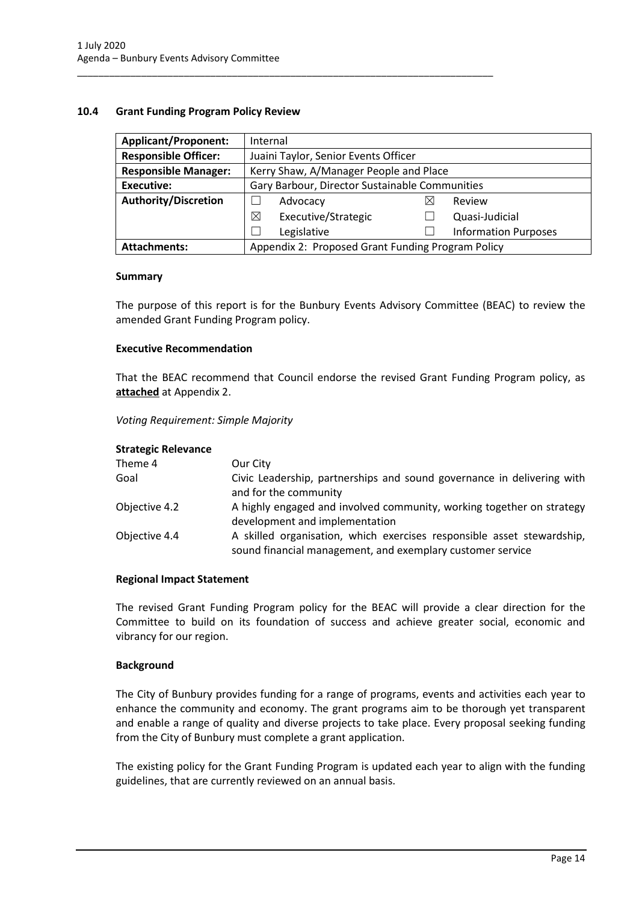## 10.4 Grant Funding Program Policy Review

| **Applicant/Proponent:** | Internal | | | |
|---|---|---|---|---|
| **Responsible Officer:** | Juaini Taylor, Senior Events Officer | | | |
| **Responsible Manager:** | Kerry Shaw, A/Manager People and Place | | | |
| **Executive:** | Gary Barbour, Director Sustainable Communities | | | |
| **Authority/Discretion** | ☐ | Advocacy | ☒ | Review |
| | ☒ | Executive/Strategic | ☐ | Quasi-Judicial |
| | ☐ | Legislative | ☐ | Information Purposes |
| **Attachments:** | Appendix 2: Proposed Grant Funding Program Policy | | | |

### Summary

The purpose of this report is for the Bunbury Events Advisory Committee (BEAC) to review the amended Grant Funding Program policy.

### Executive Recommendation

That the BEAC recommend that Council endorse the revised Grant Funding Program policy, as **attached** at Appendix 2.

*Voting Requirement: Simple Majority*

### Strategic Relevance

| | |
|---|---|
| Theme 4 | Our City |
| Goal | Civic Leadership, partnerships and sound governance in delivering with and for the community |
| Objective 4.2 | A highly engaged and involved community, working together on strategy development and implementation |
| Objective 4.4 | A skilled organisation, which exercises responsible asset stewardship, sound financial management, and exemplary customer service |

### Regional Impact Statement

The revised Grant Funding Program policy for the BEAC will provide a clear direction for the Committee to build on its foundation of success and achieve greater social, economic and vibrancy for our region.

### Background

The City of Bunbury provides funding for a range of programs, events and activities each year to enhance the community and economy. The grant programs aim to be thorough yet transparent and enable a range of quality and diverse projects to take place. Every proposal seeking funding from the City of Bunbury must complete a grant application.

The existing policy for the Grant Funding Program is updated each year to align with the funding guidelines, that are currently reviewed on an annual basis.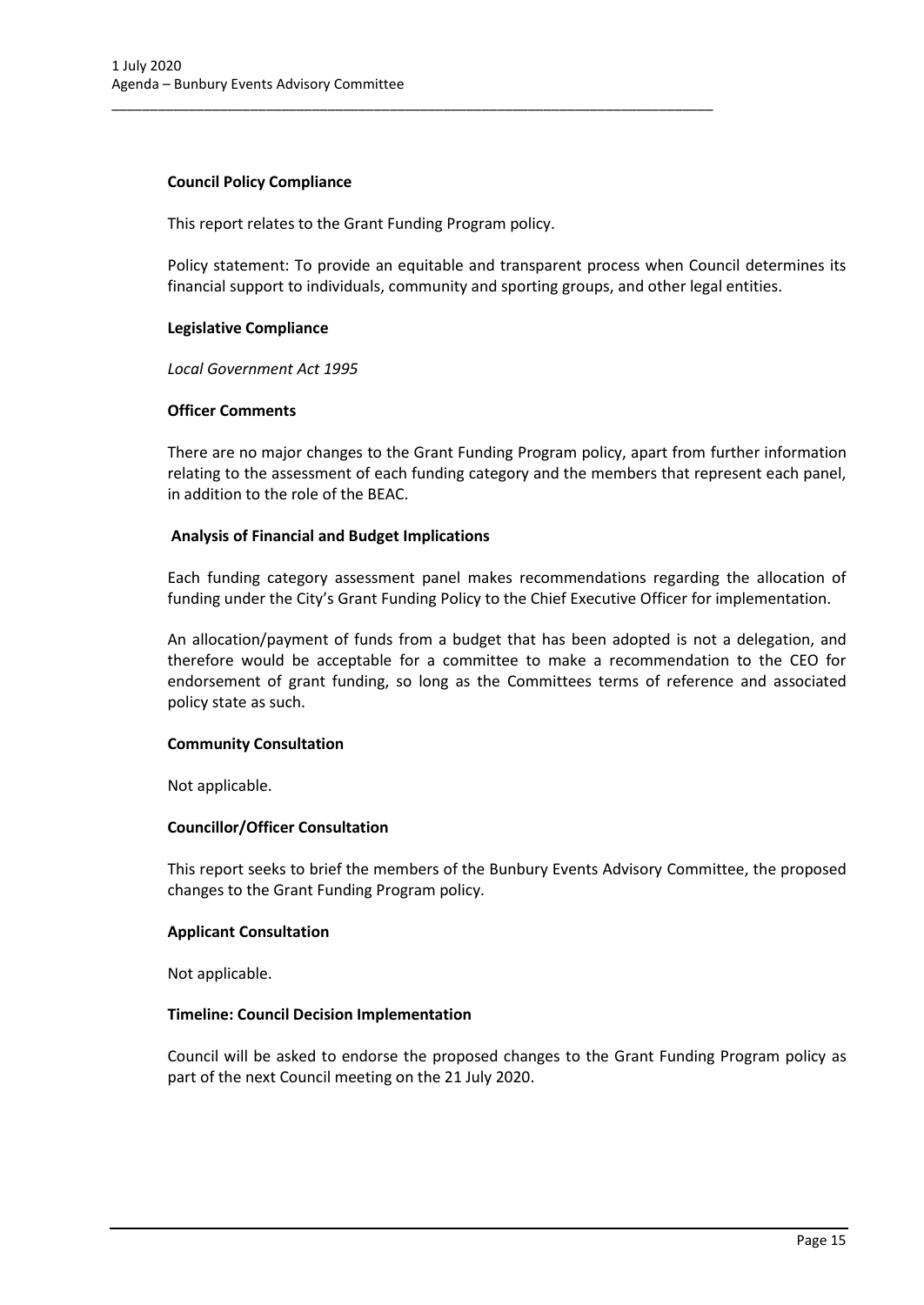**Council Policy Compliance**

This report relates to the Grant Funding Program policy.

Policy statement: To provide an equitable and transparent process when Council determines its financial support to individuals, community and sporting groups, and other legal entities.

**Legislative Compliance**

*Local Government Act 1995*

**Officer Comments**

There are no major changes to the Grant Funding Program policy, apart from further information relating to the assessment of each funding category and the members that represent each panel, in addition to the role of the BEAC.

**Analysis of Financial and Budget Implications**

Each funding category assessment panel makes recommendations regarding the allocation of funding under the City's Grant Funding Policy to the Chief Executive Officer for implementation.

An allocation/payment of funds from a budget that has been adopted is not a delegation, and therefore would be acceptable for a committee to make a recommendation to the CEO for endorsement of grant funding, so long as the Committees terms of reference and associated policy state as such.

**Community Consultation**

Not applicable.

**Councillor/Officer Consultation**

This report seeks to brief the members of the Bunbury Events Advisory Committee, the proposed changes to the Grant Funding Program policy.

**Applicant Consultation**

Not applicable.

**Timeline: Council Decision Implementation**

Council will be asked to endorse the proposed changes to the Grant Funding Program policy as part of the next Council meeting on the 21 July 2020.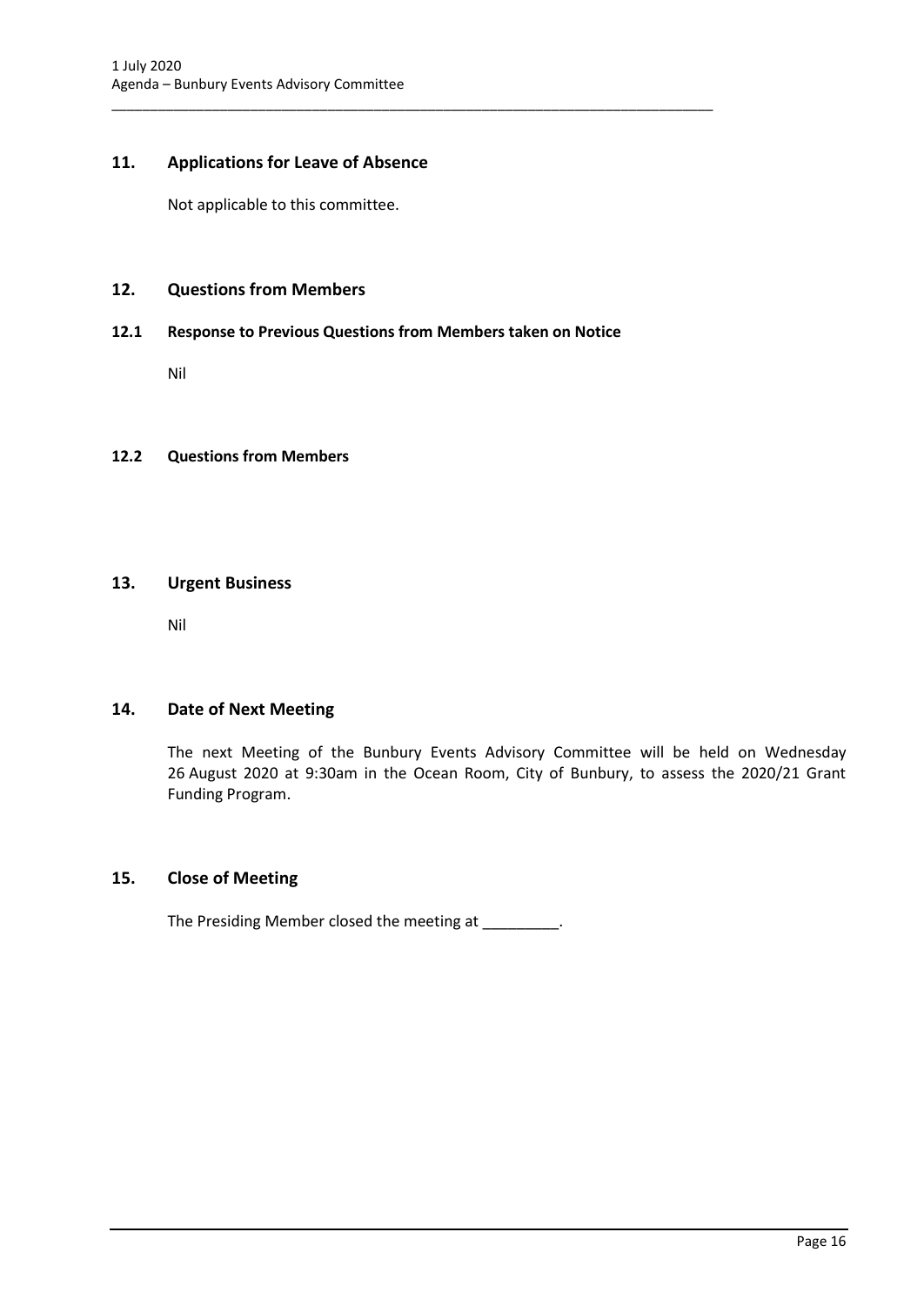## 11. Applications for Leave of Absence

Not applicable to this committee.

## 12. Questions from Members

### 12.1 Response to Previous Questions from Members taken on Notice

Nil

### 12.2 Questions from Members

## 13. Urgent Business

Nil

## 14. Date of Next Meeting

The next Meeting of the Bunbury Events Advisory Committee will be held on Wednesday 26 August 2020 at 9:30am in the Ocean Room, City of Bunbury, to assess the 2020/21 Grant Funding Program.

## 15. Close of Meeting

The Presiding Member closed the meeting at _________.